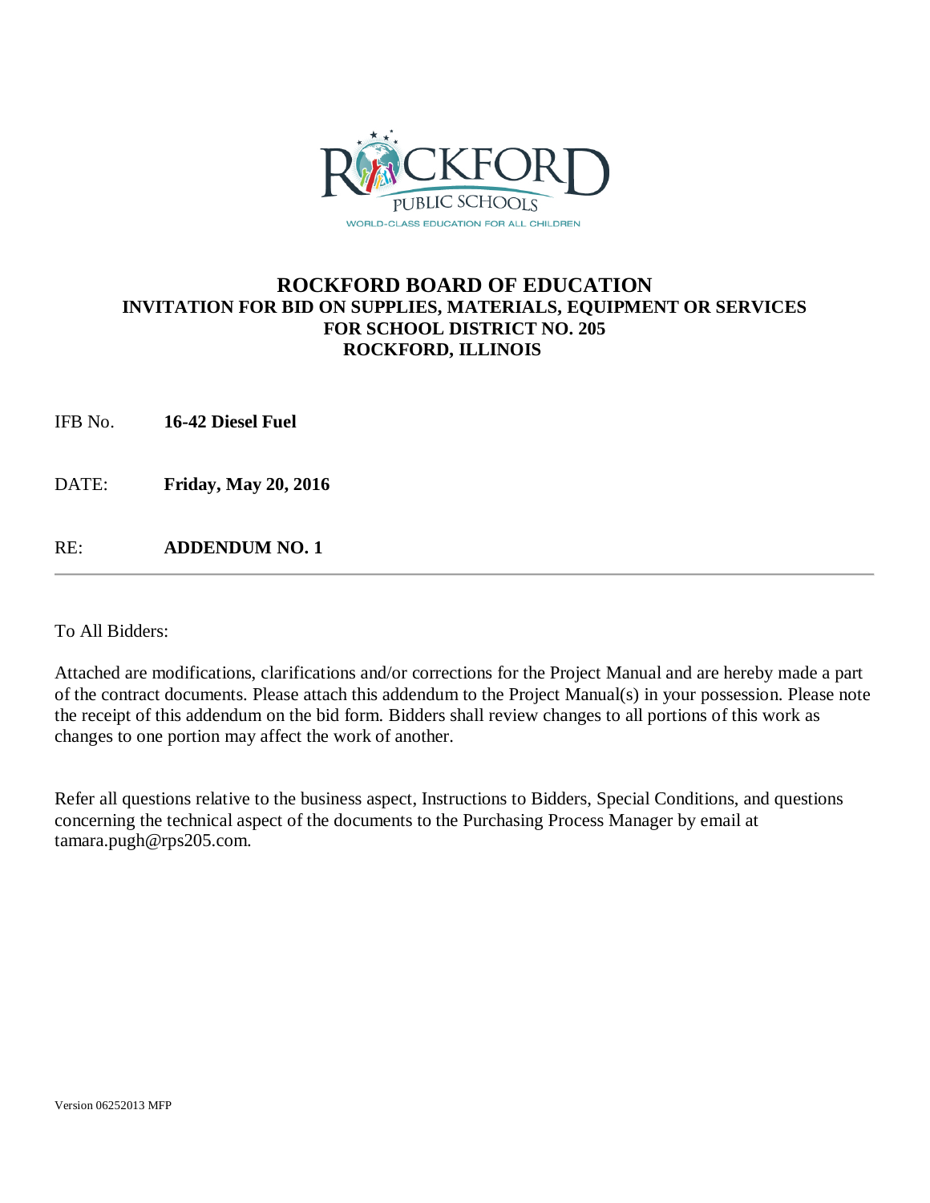# ROCKFORD BOARD OF EDUCATION

## INVITATION FOR BID ON SUPPLIES, MATERIALS, EQUIPMENT OR SERVICES FOR SCHOOL DISTRICT NO. 205 ROCKFORD, ILLINOIS

IFB No. **16-42 Diesel Fuel**

DATE: **Friday, May 20, 2016**

RE: **ADDENDUM NO. 1**

---

To All Bidders:

Attached are modifications, clarifications and/or corrections for the Project Manual and are hereby made a part of the contract documents. Please attach this addendum to the Project Manual(s) in your possession. Please note the receipt of this addendum on the bid form. Bidders shall review changes to all portions of this work as changes to one portion may affect the work of another.

Refer all questions relative to the business aspect, Instructions to Bidders, Special Conditions, and questions concerning the technical aspect of the documents to the Purchasing Process Manager by email at tamara.pugh@rps205.com.

Version 06252013 MFP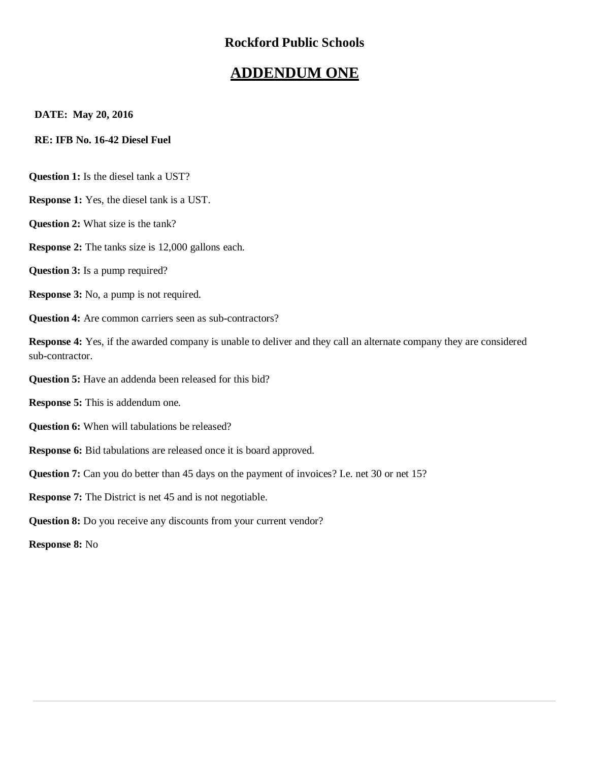# Rockford Public Schools

## ADDENDUM ONE

**DATE: May 20, 2016**

**RE: IFB No. 16-42 Diesel Fuel**

**Question 1:** Is the diesel tank a UST?

**Response 1:** Yes, the diesel tank is a UST.

**Question 2:** What size is the tank?

**Response 2:** The tanks size is 12,000 gallons each.

**Question 3:** Is a pump required?

**Response 3:** No, a pump is not required.

**Question 4:** Are common carriers seen as sub-contractors?

**Response 4:** Yes, if the awarded company is unable to deliver and they call an alternate company they are considered sub-contractor.

**Question 5:** Have an addenda been released for this bid?

**Response 5:** This is addendum one.

**Question 6:** When will tabulations be released?

**Response 6:** Bid tabulations are released once it is board approved.

**Question 7:** Can you do better than 45 days on the payment of invoices? I.e. net 30 or net 15?

**Response 7:** The District is net 45 and is not negotiable.

**Question 8:** Do you receive any discounts from your current vendor?

**Response 8:** No